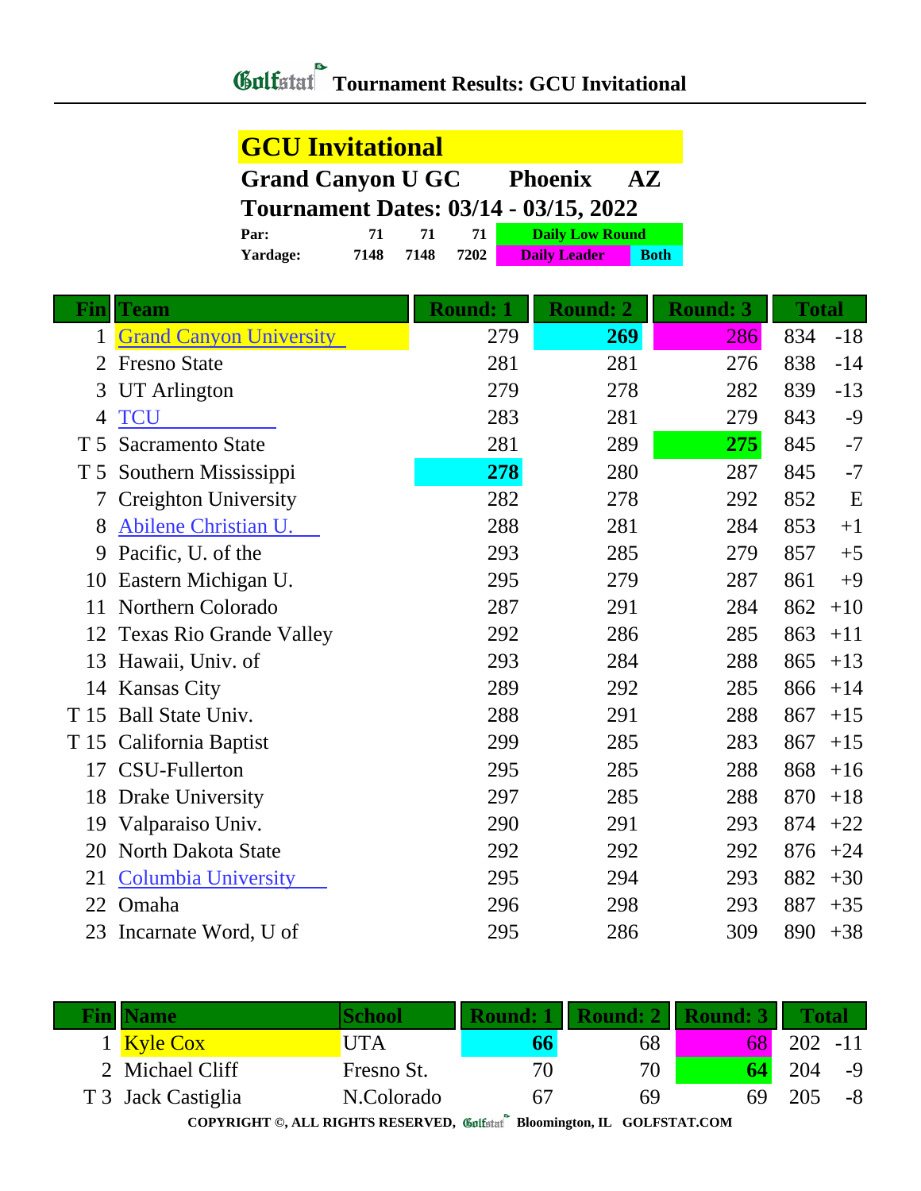# Golfstat Tournament Results: GCU Invitational

## GCU Invitational

**Grand Canyon U GC Phoenix AZ**

**Tournament Dates: 03/14 - 03/15, 2022**

| | | | | |
|---|---|---|---|---|
| **Par:** | 71 | 71 | 71 | Daily Low Round |
| **Yardage:** | 7148 | 7148 | 7202 | Daily Leader / Both |

| Fin | Team | Round: 1 | Round: 2 | Round: 3 | Total | |
|---|---|---|---|---|---|---|
| 1 | Grand Canyon University | 279 | **269** | 286 | 834 | -18 |
| 2 | Fresno State | 281 | 281 | 276 | 838 | -14 |
| 3 | UT Arlington | 279 | 278 | 282 | 839 | -13 |
| 4 | TCU | 283 | 281 | 279 | 843 | -9 |
| T 5 | Sacramento State | 281 | 289 | **275** | 845 | -7 |
| T 5 | Southern Mississippi | **278** | 280 | 287 | 845 | -7 |
| 7 | Creighton University | 282 | 278 | 292 | 852 | E |
| 8 | Abilene Christian U. | 288 | 281 | 284 | 853 | +1 |
| 9 | Pacific, U. of the | 293 | 285 | 279 | 857 | +5 |
| 10 | Eastern Michigan U. | 295 | 279 | 287 | 861 | +9 |
| 11 | Northern Colorado | 287 | 291 | 284 | 862 | +10 |
| 12 | Texas Rio Grande Valley | 292 | 286 | 285 | 863 | +11 |
| 13 | Hawaii, Univ. of | 293 | 284 | 288 | 865 | +13 |
| 14 | Kansas City | 289 | 292 | 285 | 866 | +14 |
| T 15 | Ball State Univ. | 288 | 291 | 288 | 867 | +15 |
| T 15 | California Baptist | 299 | 285 | 283 | 867 | +15 |
| 17 | CSU-Fullerton | 295 | 285 | 288 | 868 | +16 |
| 18 | Drake University | 297 | 285 | 288 | 870 | +18 |
| 19 | Valparaiso Univ. | 290 | 291 | 293 | 874 | +22 |
| 20 | North Dakota State | 292 | 292 | 292 | 876 | +24 |
| 21 | Columbia University | 295 | 294 | 293 | 882 | +30 |
| 22 | Omaha | 296 | 298 | 293 | 887 | +35 |
| 23 | Incarnate Word, U of | 295 | 286 | 309 | 890 | +38 |

| Fin | Name | School | Round: 1 | Round: 2 | Round: 3 | Total | |
|---|---|---|---|---|---|---|---|
| 1 | Kyle Cox | UTA | **66** | 68 | 68 | 202 | -11 |
| 2 | Michael Cliff | Fresno St. | 70 | 70 | **64** | 204 | -9 |
| T 3 | Jack Castiglia | N.Colorado | 67 | 69 | 69 | 205 | -8 |

COPYRIGHT ©, ALL RIGHTS RESERVED, Golfstat Bloomington, IL GOLFSTAT.COM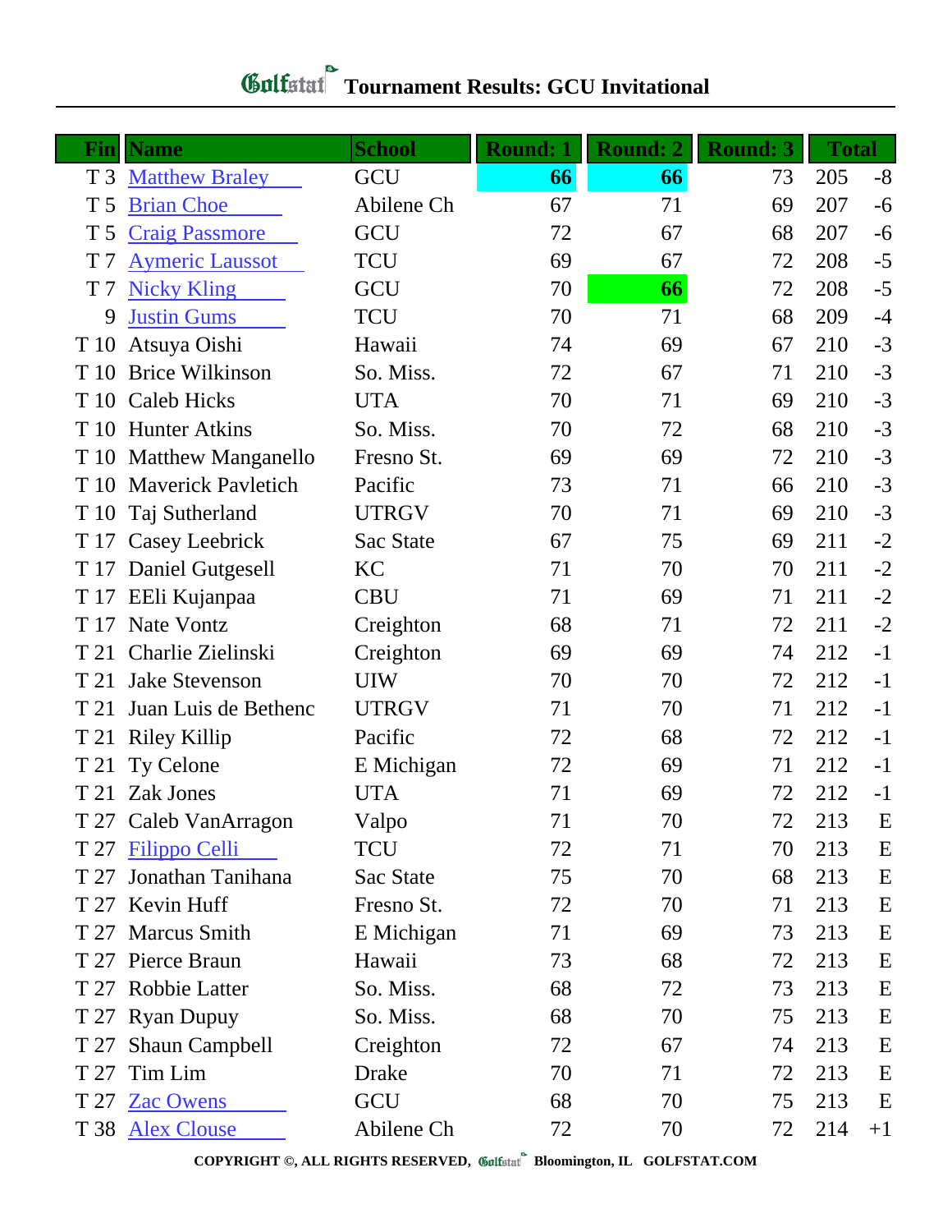# Golfstat Tournament Results: GCU Invitational

| Fin | Name | School | Round: 1 | Round: 2 | Round: 3 | Total | |
|---|---|---|---|---|---|---|---|
| T 3 | Matthew Braley | GCU | 66 | 66 | 73 | 205 | -8 |
| T 5 | Brian Choe | Abilene Ch | 67 | 71 | 69 | 207 | -6 |
| T 5 | Craig Passmore | GCU | 72 | 67 | 68 | 207 | -6 |
| T 7 | Aymeric Laussot | TCU | 69 | 67 | 72 | 208 | -5 |
| T 7 | Nicky Kling | GCU | 70 | 66 | 72 | 208 | -5 |
| 9 | Justin Gums | TCU | 70 | 71 | 68 | 209 | -4 |
| T 10 | Atsuya Oishi | Hawaii | 74 | 69 | 67 | 210 | -3 |
| T 10 | Brice Wilkinson | So. Miss. | 72 | 67 | 71 | 210 | -3 |
| T 10 | Caleb Hicks | UTA | 70 | 71 | 69 | 210 | -3 |
| T 10 | Hunter Atkins | So. Miss. | 70 | 72 | 68 | 210 | -3 |
| T 10 | Matthew Manganello | Fresno St. | 69 | 69 | 72 | 210 | -3 |
| T 10 | Maverick Pavletich | Pacific | 73 | 71 | 66 | 210 | -3 |
| T 10 | Taj Sutherland | UTRGV | 70 | 71 | 69 | 210 | -3 |
| T 17 | Casey Leebrick | Sac State | 67 | 75 | 69 | 211 | -2 |
| T 17 | Daniel Gutgesell | KC | 71 | 70 | 70 | 211 | -2 |
| T 17 | EEli Kujanpaa | CBU | 71 | 69 | 71 | 211 | -2 |
| T 17 | Nate Vontz | Creighton | 68 | 71 | 72 | 211 | -2 |
| T 21 | Charlie Zielinski | Creighton | 69 | 69 | 74 | 212 | -1 |
| T 21 | Jake Stevenson | UIW | 70 | 70 | 72 | 212 | -1 |
| T 21 | Juan Luis de Bethenc | UTRGV | 71 | 70 | 71 | 212 | -1 |
| T 21 | Riley Killip | Pacific | 72 | 68 | 72 | 212 | -1 |
| T 21 | Ty Celone | E Michigan | 72 | 69 | 71 | 212 | -1 |
| T 21 | Zak Jones | UTA | 71 | 69 | 72 | 212 | -1 |
| T 27 | Caleb VanArragon | Valpo | 71 | 70 | 72 | 213 | E |
| T 27 | Filippo Celli | TCU | 72 | 71 | 70 | 213 | E |
| T 27 | Jonathan Tanihana | Sac State | 75 | 70 | 68 | 213 | E |
| T 27 | Kevin Huff | Fresno St. | 72 | 70 | 71 | 213 | E |
| T 27 | Marcus Smith | E Michigan | 71 | 69 | 73 | 213 | E |
| T 27 | Pierce Braun | Hawaii | 73 | 68 | 72 | 213 | E |
| T 27 | Robbie Latter | So. Miss. | 68 | 72 | 73 | 213 | E |
| T 27 | Ryan Dupuy | So. Miss. | 68 | 70 | 75 | 213 | E |
| T 27 | Shaun Campbell | Creighton | 72 | 67 | 74 | 213 | E |
| T 27 | Tim Lim | Drake | 70 | 71 | 72 | 213 | E |
| T 27 | Zac Owens | GCU | 68 | 70 | 75 | 213 | E |
| T 38 | Alex Clouse | Abilene Ch | 72 | 70 | 72 | 214 | +1 |

COPYRIGHT ©, ALL RIGHTS RESERVED, Golfstat Bloomington, IL GOLFSTAT.COM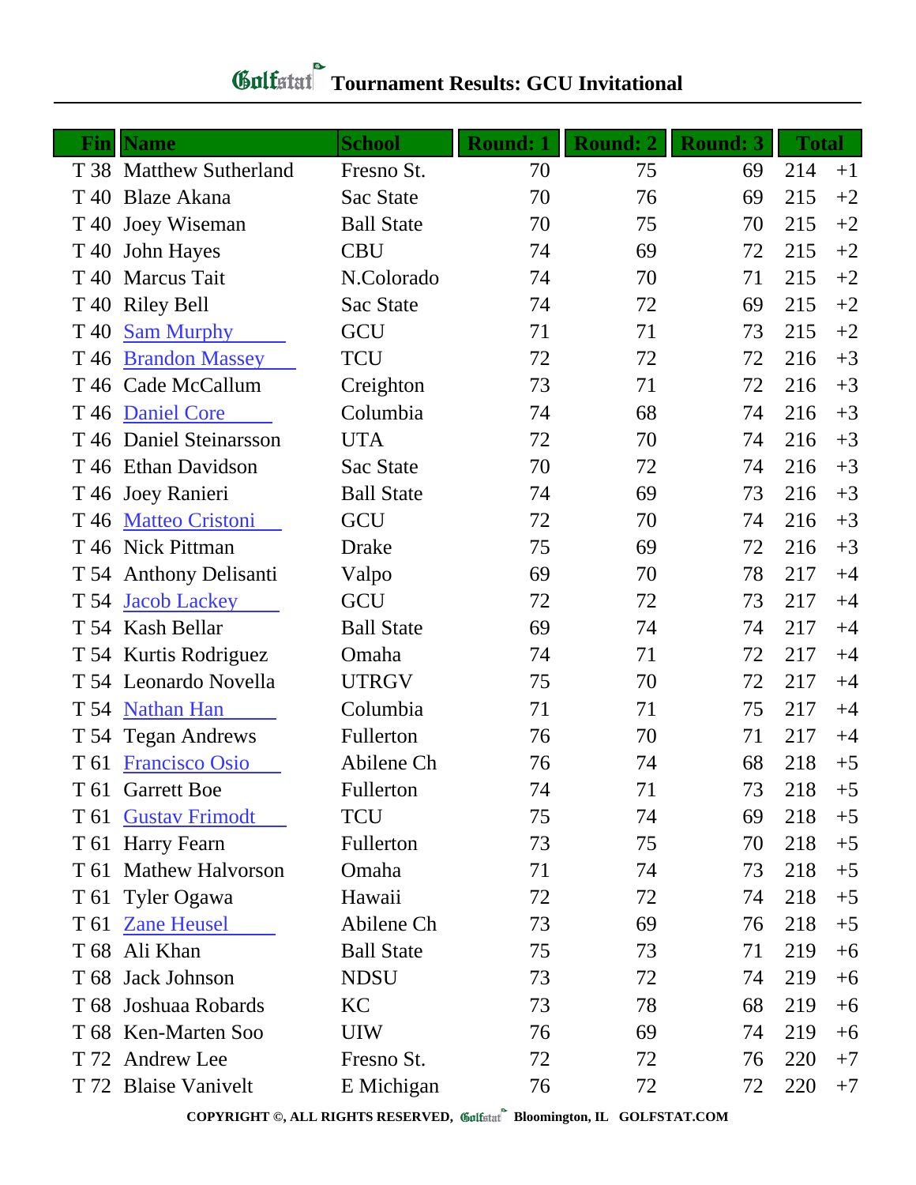# Golfstat Tournament Results: GCU Invitational

| Fin | Name | School | Round: 1 | Round: 2 | Round: 3 | Total | |
|---|---|---|---|---|---|---|---|
| T 38 | Matthew Sutherland | Fresno St. | 70 | 75 | 69 | 214 | +1 |
| T 40 | Blaze Akana | Sac State | 70 | 76 | 69 | 215 | +2 |
| T 40 | Joey Wiseman | Ball State | 70 | 75 | 70 | 215 | +2 |
| T 40 | John Hayes | CBU | 74 | 69 | 72 | 215 | +2 |
| T 40 | Marcus Tait | N.Colorado | 74 | 70 | 71 | 215 | +2 |
| T 40 | Riley Bell | Sac State | 74 | 72 | 69 | 215 | +2 |
| T 40 | Sam Murphy | GCU | 71 | 71 | 73 | 215 | +2 |
| T 46 | Brandon Massey | TCU | 72 | 72 | 72 | 216 | +3 |
| T 46 | Cade McCallum | Creighton | 73 | 71 | 72 | 216 | +3 |
| T 46 | Daniel Core | Columbia | 74 | 68 | 74 | 216 | +3 |
| T 46 | Daniel Steinarsson | UTA | 72 | 70 | 74 | 216 | +3 |
| T 46 | Ethan Davidson | Sac State | 70 | 72 | 74 | 216 | +3 |
| T 46 | Joey Ranieri | Ball State | 74 | 69 | 73 | 216 | +3 |
| T 46 | Matteo Cristoni | GCU | 72 | 70 | 74 | 216 | +3 |
| T 46 | Nick Pittman | Drake | 75 | 69 | 72 | 216 | +3 |
| T 54 | Anthony Delisanti | Valpo | 69 | 70 | 78 | 217 | +4 |
| T 54 | Jacob Lackey | GCU | 72 | 72 | 73 | 217 | +4 |
| T 54 | Kash Bellar | Ball State | 69 | 74 | 74 | 217 | +4 |
| T 54 | Kurtis Rodriguez | Omaha | 74 | 71 | 72 | 217 | +4 |
| T 54 | Leonardo Novella | UTRGV | 75 | 70 | 72 | 217 | +4 |
| T 54 | Nathan Han | Columbia | 71 | 71 | 75 | 217 | +4 |
| T 54 | Tegan Andrews | Fullerton | 76 | 70 | 71 | 217 | +4 |
| T 61 | Francisco Osio | Abilene Ch | 76 | 74 | 68 | 218 | +5 |
| T 61 | Garrett Boe | Fullerton | 74 | 71 | 73 | 218 | +5 |
| T 61 | Gustav Frimodt | TCU | 75 | 74 | 69 | 218 | +5 |
| T 61 | Harry Fearn | Fullerton | 73 | 75 | 70 | 218 | +5 |
| T 61 | Mathew Halvorson | Omaha | 71 | 74 | 73 | 218 | +5 |
| T 61 | Tyler Ogawa | Hawaii | 72 | 72 | 74 | 218 | +5 |
| T 61 | Zane Heusel | Abilene Ch | 73 | 69 | 76 | 218 | +5 |
| T 68 | Ali Khan | Ball State | 75 | 73 | 71 | 219 | +6 |
| T 68 | Jack Johnson | NDSU | 73 | 72 | 74 | 219 | +6 |
| T 68 | Joshuaa Robards | KC | 73 | 78 | 68 | 219 | +6 |
| T 68 | Ken-Marten Soo | UIW | 76 | 69 | 74 | 219 | +6 |
| T 72 | Andrew Lee | Fresno St. | 72 | 72 | 76 | 220 | +7 |
| T 72 | Blaise Vanivelt | E Michigan | 76 | 72 | 72 | 220 | +7 |

COPYRIGHT ©, ALL RIGHTS RESERVED, Golfstat Bloomington, IL GOLFSTAT.COM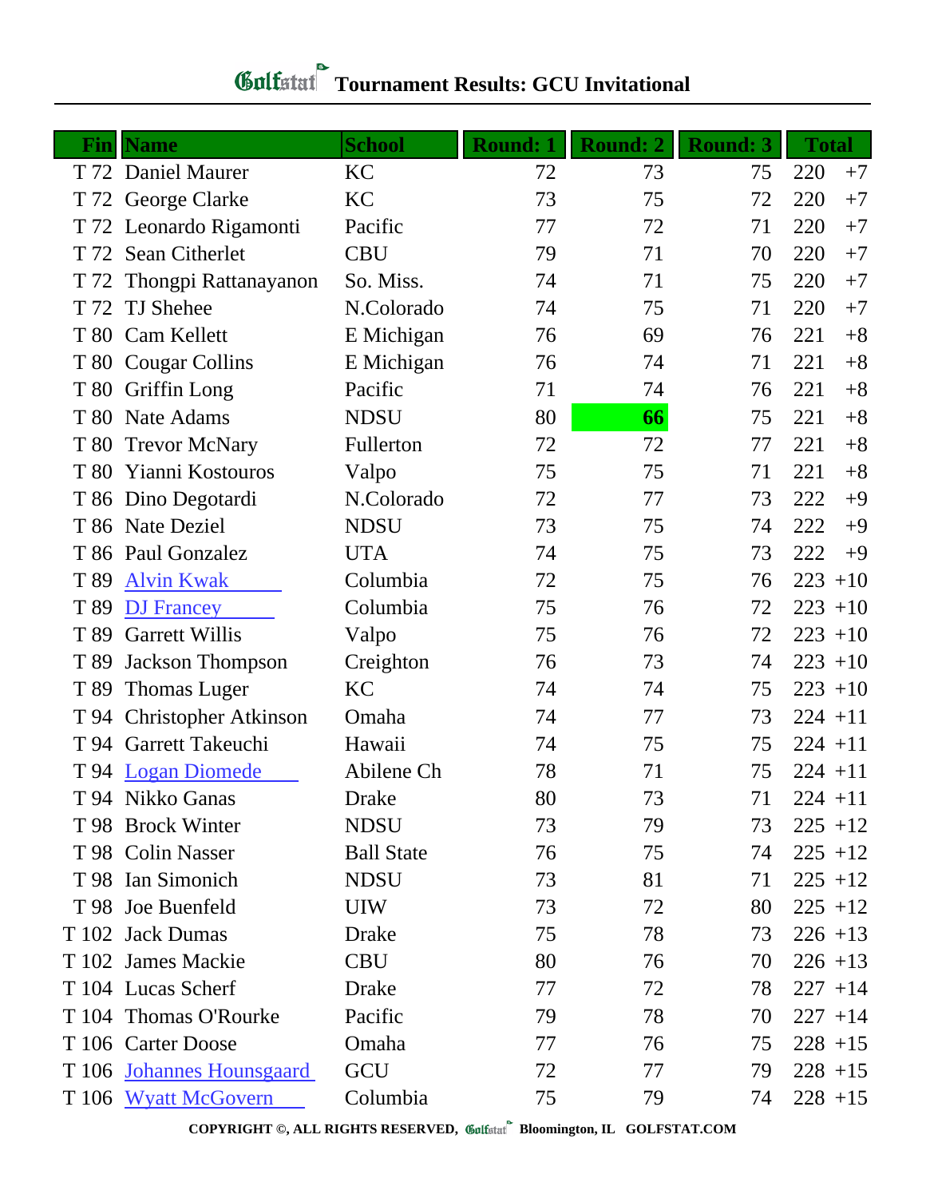# Golfstat Tournament Results: GCU Invitational

| Fin | Name | School | Round: 1 | Round: 2 | Round: 3 | Total | |
|---|---|---|---|---|---|---|---|
| T 72 | Daniel Maurer | KC | 72 | 73 | 75 | 220 | +7 |
| T 72 | George Clarke | KC | 73 | 75 | 72 | 220 | +7 |
| T 72 | Leonardo Rigamonti | Pacific | 77 | 72 | 71 | 220 | +7 |
| T 72 | Sean Citherlet | CBU | 79 | 71 | 70 | 220 | +7 |
| T 72 | Thongpi Rattanayanon | So. Miss. | 74 | 71 | 75 | 220 | +7 |
| T 72 | TJ Shehee | N.Colorado | 74 | 75 | 71 | 220 | +7 |
| T 80 | Cam Kellett | E Michigan | 76 | 69 | 76 | 221 | +8 |
| T 80 | Cougar Collins | E Michigan | 76 | 74 | 71 | 221 | +8 |
| T 80 | Griffin Long | Pacific | 71 | 74 | 76 | 221 | +8 |
| T 80 | Nate Adams | NDSU | 80 | **66** | 75 | 221 | +8 |
| T 80 | Trevor McNary | Fullerton | 72 | 72 | 77 | 221 | +8 |
| T 80 | Yianni Kostouros | Valpo | 75 | 75 | 71 | 221 | +8 |
| T 86 | Dino Degotardi | N.Colorado | 72 | 77 | 73 | 222 | +9 |
| T 86 | Nate Deziel | NDSU | 73 | 75 | 74 | 222 | +9 |
| T 86 | Paul Gonzalez | UTA | 74 | 75 | 73 | 222 | +9 |
| T 89 | Alvin Kwak | Columbia | 72 | 75 | 76 | 223 | +10 |
| T 89 | DJ Francey | Columbia | 75 | 76 | 72 | 223 | +10 |
| T 89 | Garrett Willis | Valpo | 75 | 76 | 72 | 223 | +10 |
| T 89 | Jackson Thompson | Creighton | 76 | 73 | 74 | 223 | +10 |
| T 89 | Thomas Luger | KC | 74 | 74 | 75 | 223 | +10 |
| T 94 | Christopher Atkinson | Omaha | 74 | 77 | 73 | 224 | +11 |
| T 94 | Garrett Takeuchi | Hawaii | 74 | 75 | 75 | 224 | +11 |
| T 94 | Logan Diomede | Abilene Ch | 78 | 71 | 75 | 224 | +11 |
| T 94 | Nikko Ganas | Drake | 80 | 73 | 71 | 224 | +11 |
| T 98 | Brock Winter | NDSU | 73 | 79 | 73 | 225 | +12 |
| T 98 | Colin Nasser | Ball State | 76 | 75 | 74 | 225 | +12 |
| T 98 | Ian Simonich | NDSU | 73 | 81 | 71 | 225 | +12 |
| T 98 | Joe Buenfeld | UIW | 73 | 72 | 80 | 225 | +12 |
| T 102 | Jack Dumas | Drake | 75 | 78 | 73 | 226 | +13 |
| T 102 | James Mackie | CBU | 80 | 76 | 70 | 226 | +13 |
| T 104 | Lucas Scherf | Drake | 77 | 72 | 78 | 227 | +14 |
| T 104 | Thomas O'Rourke | Pacific | 79 | 78 | 70 | 227 | +14 |
| T 106 | Carter Doose | Omaha | 77 | 76 | 75 | 228 | +15 |
| T 106 | Johannes Hounsgaard | GCU | 72 | 77 | 79 | 228 | +15 |
| T 106 | Wyatt McGovern | Columbia | 75 | 79 | 74 | 228 | +15 |

COPYRIGHT ©, ALL RIGHTS RESERVED, Golfstat Bloomington, IL GOLFSTAT.COM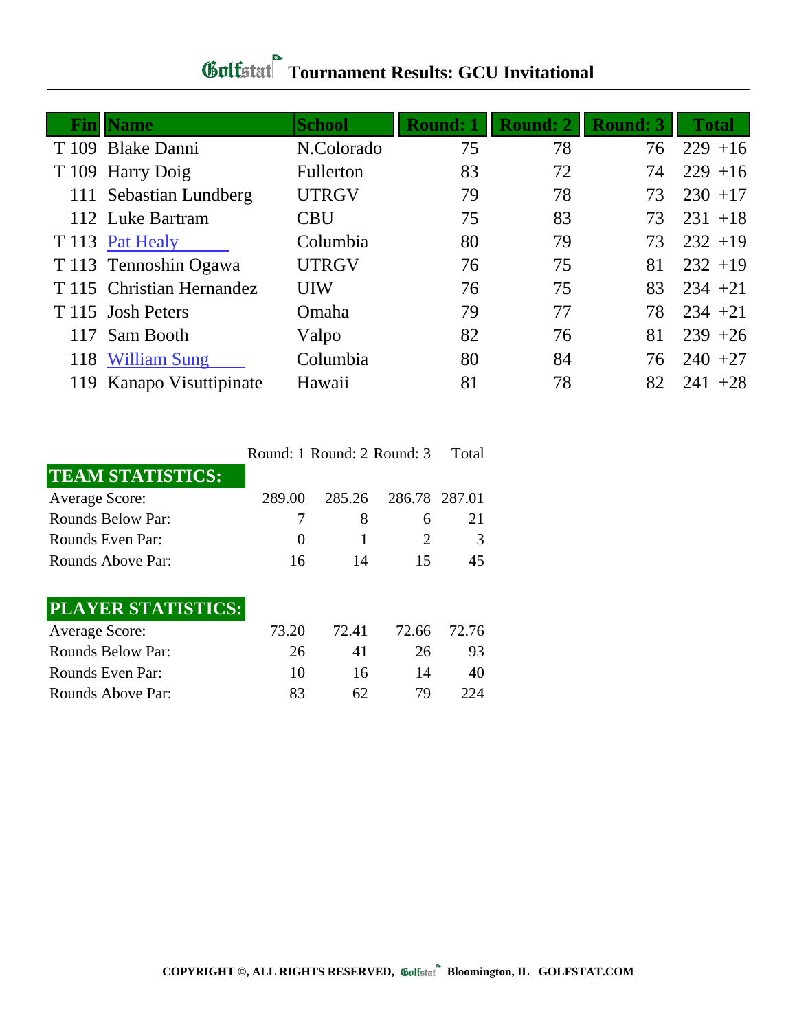# Golfstat Tournament Results: GCU Invitational

| Fin | Name | School | Round: 1 | Round: 2 | Round: 3 | Total | |
|---|---|---|---|---|---|---|---|
| T 109 | Blake Danni | N.Colorado | 75 | 78 | 76 | 229 | +16 |
| T 109 | Harry Doig | Fullerton | 83 | 72 | 74 | 229 | +16 |
| 111 | Sebastian Lundberg | UTRGV | 79 | 78 | 73 | 230 | +17 |
| 112 | Luke Bartram | CBU | 75 | 83 | 73 | 231 | +18 |
| T 113 | Pat Healy | Columbia | 80 | 79 | 73 | 232 | +19 |
| T 113 | Tennoshin Ogawa | UTRGV | 76 | 75 | 81 | 232 | +19 |
| T 115 | Christian Hernandez | UIW | 76 | 75 | 83 | 234 | +21 |
| T 115 | Josh Peters | Omaha | 79 | 77 | 78 | 234 | +21 |
| 117 | Sam Booth | Valpo | 82 | 76 | 81 | 239 | +26 |
| 118 | William Sung | Columbia | 80 | 84 | 76 | 240 | +27 |
| 119 | Kanapo Visuttipinate | Hawaii | 81 | 78 | 82 | 241 | +28 |

| TEAM STATISTICS: | Round: 1 | Round: 2 | Round: 3 | Total |
|---|---|---|---|---|
| Average Score: | 289.00 | 285.26 | 286.78 | 287.01 |
| Rounds Below Par: | 7 | 8 | 6 | 21 |
| Rounds Even Par: | 0 | 1 | 2 | 3 |
| Rounds Above Par: | 16 | 14 | 15 | 45 |

| PLAYER STATISTICS: | Round: 1 | Round: 2 | Round: 3 | Total |
|---|---|---|---|---|
| Average Score: | 73.20 | 72.41 | 72.66 | 72.76 |
| Rounds Below Par: | 26 | 41 | 26 | 93 |
| Rounds Even Par: | 10 | 16 | 14 | 40 |
| Rounds Above Par: | 83 | 62 | 79 | 224 |

COPYRIGHT ©, ALL RIGHTS RESERVED, Golfstat Bloomington, IL GOLFSTAT.COM